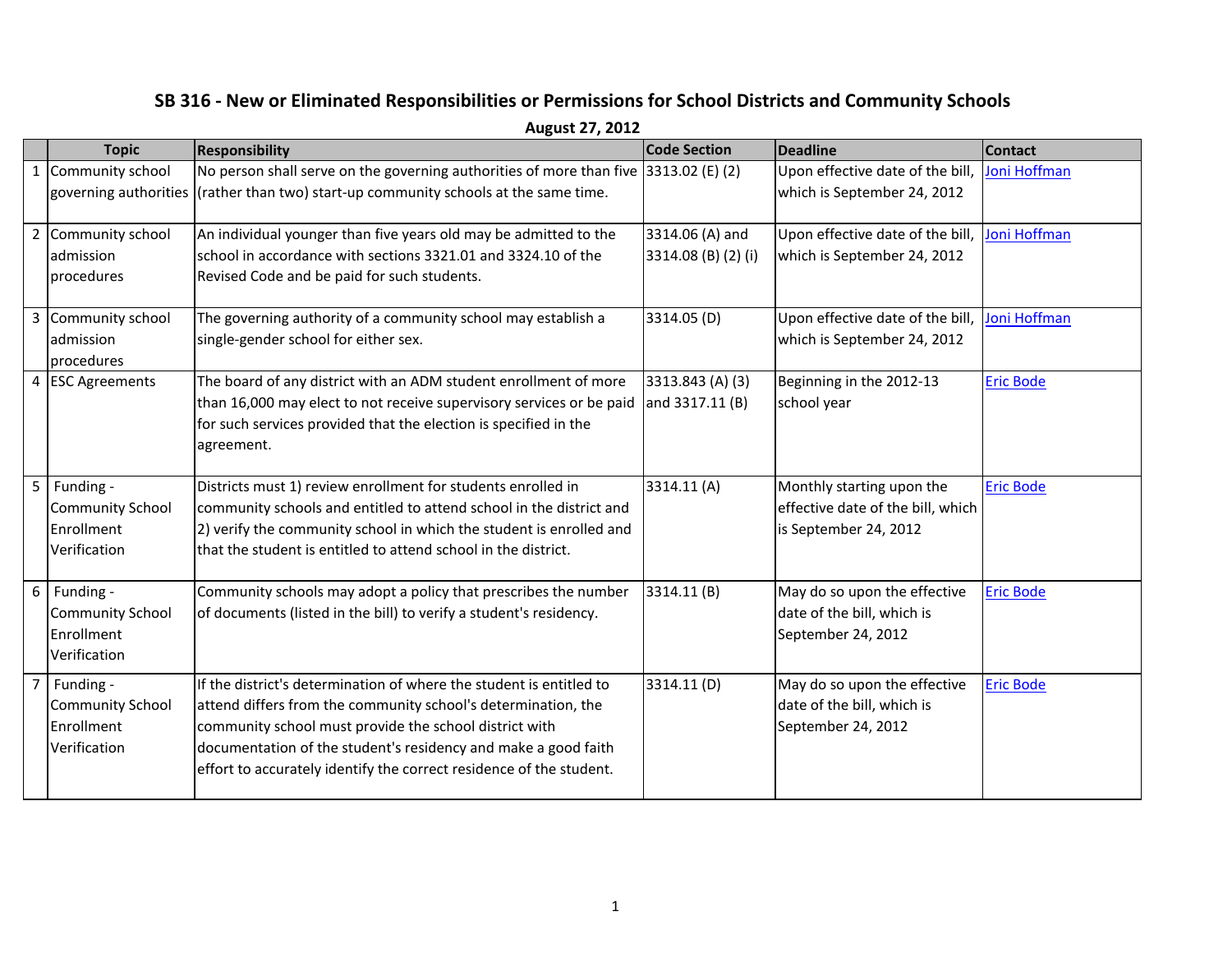# SB 316 - New or Eliminated Responsibilities or Permissions for School Districts and Community Schools

**August 27, 2012**

| | Topic | Responsibility | Code Section | Deadline | Contact |
|---|---|---|---|---|---|
| 1 | Community school governing authorities | No person shall serve on the governing authorities of more than five (rather than two) start-up community schools at the same time. | 3313.02 (E) (2) | Upon effective date of the bill, which is September 24, 2012 | Joni Hoffman |
| 2 | Community school admission procedures | An individual younger than five years old may be admitted to the school in accordance with sections 3321.01 and 3324.10 of the Revised Code and be paid for such students. | 3314.06 (A) and 3314.08 (B) (2) (i) | Upon effective date of the bill, which is September 24, 2012 | Joni Hoffman |
| 3 | Community school admission procedures | The governing authority of a community school may establish a single-gender school for either sex. | 3314.05 (D) | Upon effective date of the bill, which is September 24, 2012 | Joni Hoffman |
| 4 | ESC Agreements | The board of any district with an ADM student enrollment of more than 16,000 may elect to not receive supervisory services or be paid for such services provided that the election is specified in the agreement. | 3313.843 (A) (3) and 3317.11 (B) | Beginning in the 2012-13 school year | Eric Bode |
| 5 | Funding - Community School Enrollment Verification | Districts must 1) review enrollment for students enrolled in community schools and entitled to attend school in the district and 2) verify the community school in which the student is enrolled and that the student is entitled to attend school in the district. | 3314.11 (A) | Monthly starting upon the effective date of the bill, which is September 24, 2012 | Eric Bode |
| 6 | Funding - Community School Enrollment Verification | Community schools may adopt a policy that prescribes the number of documents (listed in the bill) to verify a student's residency. | 3314.11 (B) | May do so upon the effective date of the bill, which is September 24, 2012 | Eric Bode |
| 7 | Funding - Community School Enrollment Verification | If the district's determination of where the student is entitled to attend differs from the community school's determination, the community school must provide the school district with documentation of the student's residency and make a good faith effort to accurately identify the correct residence of the student. | 3314.11 (D) | May do so upon the effective date of the bill, which is September 24, 2012 | Eric Bode |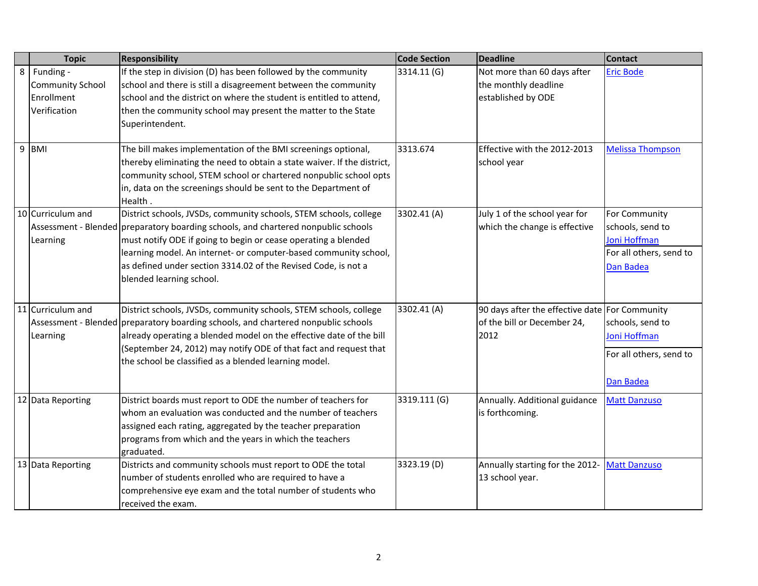| | Topic | Responsibility | Code Section | Deadline | Contact |
|---|---|---|---|---|---|
| 8 | Funding - Community School Enrollment Verification | If the step in division (D) has been followed by the community school and there is still a disagreement between the community school and the district on where the student is entitled to attend, then the community school may present the matter to the State Superintendent. | 3314.11 (G) | Not more than 60 days after the monthly deadline established by ODE | Eric Bode |
| 9 | BMI | The bill makes implementation of the BMI screenings optional, thereby eliminating the need to obtain a state waiver. If the district, community school, STEM school or chartered nonpublic school opts in, data on the screenings should be sent to the Department of Health . | 3313.674 | Effective with the 2012-2013 school year | Melissa Thompson |
| 10 | Curriculum and Assessment - Blended Learning | District schools, JVSDs, community schools, STEM schools, college preparatory boarding schools, and chartered nonpublic schools must notify ODE if going to begin or cease operating a blended learning model. An internet- or computer-based community school, as defined under section 3314.02 of the Revised Code, is not a blended learning school. | 3302.41 (A) | July 1 of the school year for which the change is effective | For Community schools, send to Joni Hoffman<br>For all others, send to Dan Badea |
| 11 | Curriculum and Assessment - Blended Learning | District schools, JVSDs, community schools, STEM schools, college preparatory boarding schools, and chartered nonpublic schools already operating a blended model on the effective date of the bill (September 24, 2012) may notify ODE of that fact and request that the school be classified as a blended learning model. | 3302.41 (A) | 90 days after the effective date of the bill or December 24, 2012 | For Community schools, send to Joni Hoffman<br>For all others, send to Dan Badea |
| 12 | Data Reporting | District boards must report to ODE the number of teachers for whom an evaluation was conducted and the number of teachers assigned each rating, aggregated by the teacher preparation programs from which and the years in which the teachers graduated. | 3319.111 (G) | Annually. Additional guidance is forthcoming. | Matt Danzuso |
| 13 | Data Reporting | Districts and community schools must report to ODE the total number of students enrolled who are required to have a comprehensive eye exam and the total number of students who received the exam. | 3323.19 (D) | Annually starting for the 2012-13 school year. | Matt Danzuso |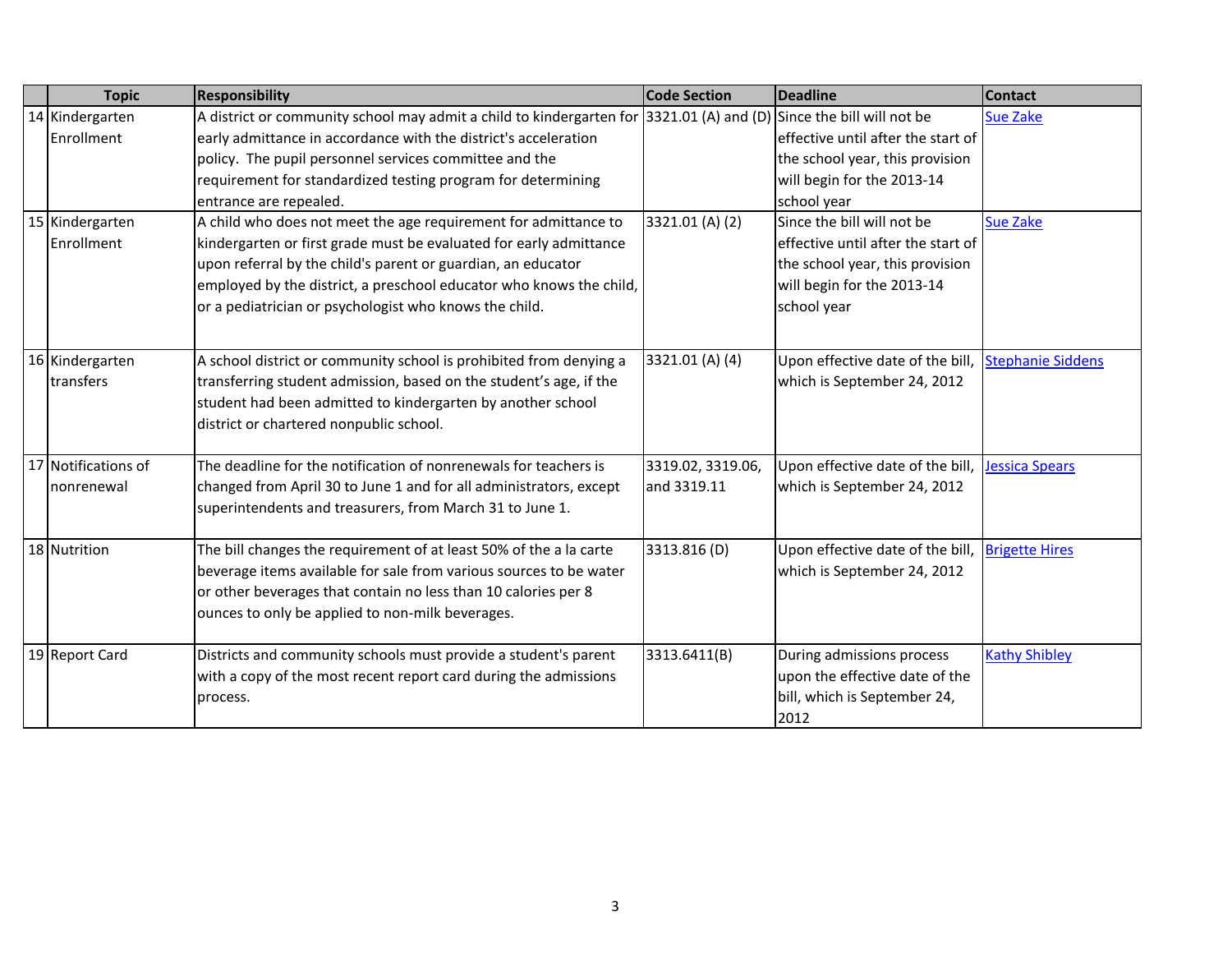| | Topic | Responsibility | Code Section | Deadline | Contact |
|---|---|---|---|---|---|
| 14 | Kindergarten Enrollment | A district or community school may admit a child to kindergarten for early admittance in accordance with the district's acceleration policy. The pupil personnel services committee and the requirement for standardized testing program for determining entrance are repealed. | 3321.01 (A) and (D) | Since the bill will not be effective until after the start of the school year, this provision will begin for the 2013-14 school year | Sue Zake |
| 15 | Kindergarten Enrollment | A child who does not meet the age requirement for admittance to kindergarten or first grade must be evaluated for early admittance upon referral by the child's parent or guardian, an educator employed by the district, a preschool educator who knows the child, or a pediatrician or psychologist who knows the child. | 3321.01 (A) (2) | Since the bill will not be effective until after the start of the school year, this provision will begin for the 2013-14 school year | Sue Zake |
| 16 | Kindergarten transfers | A school district or community school is prohibited from denying a transferring student admission, based on the student's age, if the student had been admitted to kindergarten by another school district or chartered nonpublic school. | 3321.01 (A) (4) | Upon effective date of the bill, which is September 24, 2012 | Stephanie Siddens |
| 17 | Notifications of nonrenewal | The deadline for the notification of nonrenewals for teachers is changed from April 30 to June 1 and for all administrators, except superintendents and treasurers, from March 31 to June 1. | 3319.02, 3319.06, and 3319.11 | Upon effective date of the bill, which is September 24, 2012 | Jessica Spears |
| 18 | Nutrition | The bill changes the requirement of at least 50% of the a la carte beverage items available for sale from various sources to be water or other beverages that contain no less than 10 calories per 8 ounces to only be applied to non-milk beverages. | 3313.816 (D) | Upon effective date of the bill, which is September 24, 2012 | Brigette Hires |
| 19 | Report Card | Districts and community schools must provide a student's parent with a copy of the most recent report card during the admissions process. | 3313.6411(B) | During admissions process upon the effective date of the bill, which is September 24, 2012 | Kathy Shibley |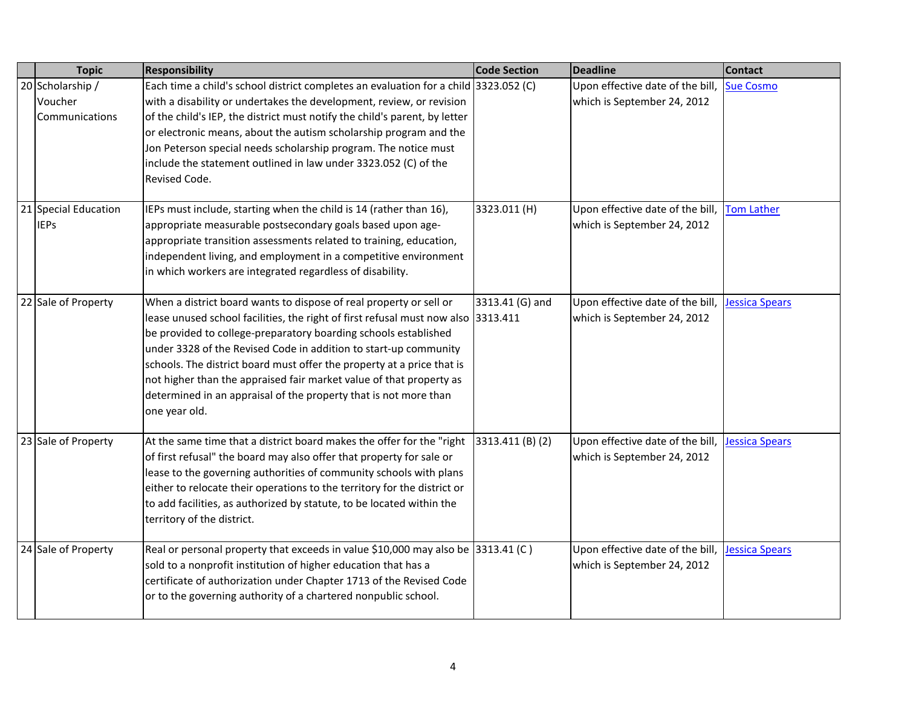| | Topic | Responsibility | Code Section | Deadline | Contact |
|---|---|---|---|---|---|
| 20 | Scholarship / Voucher Communications | Each time a child's school district completes an evaluation for a child with a disability or undertakes the development, review, or revision of the child's IEP, the district must notify the child's parent, by letter or electronic means, about the autism scholarship program and the Jon Peterson special needs scholarship program. The notice must include the statement outlined in law under 3323.052 (C) of the Revised Code. | 3323.052 (C) | Upon effective date of the bill, which is September 24, 2012 | Sue Cosmo |
| 21 | Special Education IEPs | IEPs must include, starting when the child is 14 (rather than 16), appropriate measurable postsecondary goals based upon age-appropriate transition assessments related to training, education, independent living, and employment in a competitive environment in which workers are integrated regardless of disability. | 3323.011 (H) | Upon effective date of the bill, which is September 24, 2012 | Tom Lather |
| 22 | Sale of Property | When a district board wants to dispose of real property or sell or lease unused school facilities, the right of first refusal must now also be provided to college-preparatory boarding schools established under 3328 of the Revised Code in addition to start-up community schools. The district board must offer the property at a price that is not higher than the appraised fair market value of that property as determined in an appraisal of the property that is not more than one year old. | 3313.41 (G) and 3313.411 | Upon effective date of the bill, which is September 24, 2012 | Jessica Spears |
| 23 | Sale of Property | At the same time that a district board makes the offer for the "right of first refusal" the board may also offer that property for sale or lease to the governing authorities of community schools with plans either to relocate their operations to the territory for the district or to add facilities, as authorized by statute, to be located within the territory of the district. | 3313.411 (B) (2) | Upon effective date of the bill, which is September 24, 2012 | Jessica Spears |
| 24 | Sale of Property | Real or personal property that exceeds in value $10,000 may also be sold to a nonprofit institution of higher education that has a certificate of authorization under Chapter 1713 of the Revised Code or to the governing authority of a chartered nonpublic school. | 3313.41 (C ) | Upon effective date of the bill, which is September 24, 2012 | Jessica Spears |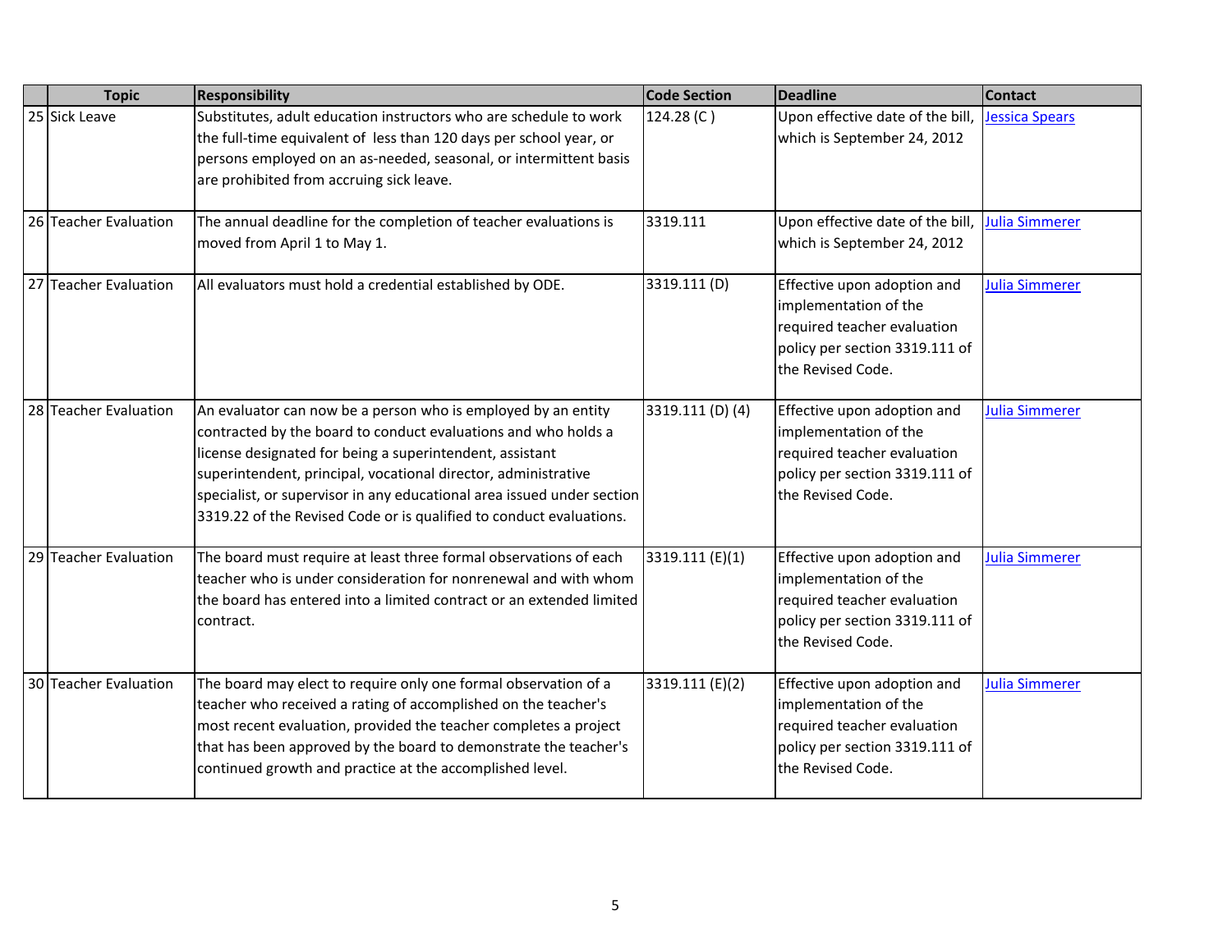| | Topic | Responsibility | Code Section | Deadline | Contact |
|---|---|---|---|---|---|
| 25 | Sick Leave | Substitutes, adult education instructors who are schedule to work the full-time equivalent of less than 120 days per school year, or persons employed on an as-needed, seasonal, or intermittent basis are prohibited from accruing sick leave. | 124.28 (C ) | Upon effective date of the bill, which is September 24, 2012 | Jessica Spears |
| 26 | Teacher Evaluation | The annual deadline for the completion of teacher evaluations is moved from April 1 to May 1. | 3319.111 | Upon effective date of the bill, which is September 24, 2012 | Julia Simmerer |
| 27 | Teacher Evaluation | All evaluators must hold a credential established by ODE. | 3319.111 (D) | Effective upon adoption and implementation of the required teacher evaluation policy per section 3319.111 of the Revised Code. | Julia Simmerer |
| 28 | Teacher Evaluation | An evaluator can now be a person who is employed by an entity contracted by the board to conduct evaluations and who holds a license designated for being a superintendent, assistant superintendent, principal, vocational director, administrative specialist, or supervisor in any educational area issued under section 3319.22 of the Revised Code or is qualified to conduct evaluations. | 3319.111 (D) (4) | Effective upon adoption and implementation of the required teacher evaluation policy per section 3319.111 of the Revised Code. | Julia Simmerer |
| 29 | Teacher Evaluation | The board must require at least three formal observations of each teacher who is under consideration for nonrenewal and with whom the board has entered into a limited contract or an extended limited contract. | 3319.111 (E)(1) | Effective upon adoption and implementation of the required teacher evaluation policy per section 3319.111 of the Revised Code. | Julia Simmerer |
| 30 | Teacher Evaluation | The board may elect to require only one formal observation of a teacher who received a rating of accomplished on the teacher's most recent evaluation, provided the teacher completes a project that has been approved by the board to demonstrate the teacher's continued growth and practice at the accomplished level. | 3319.111 (E)(2) | Effective upon adoption and implementation of the required teacher evaluation policy per section 3319.111 of the Revised Code. | Julia Simmerer |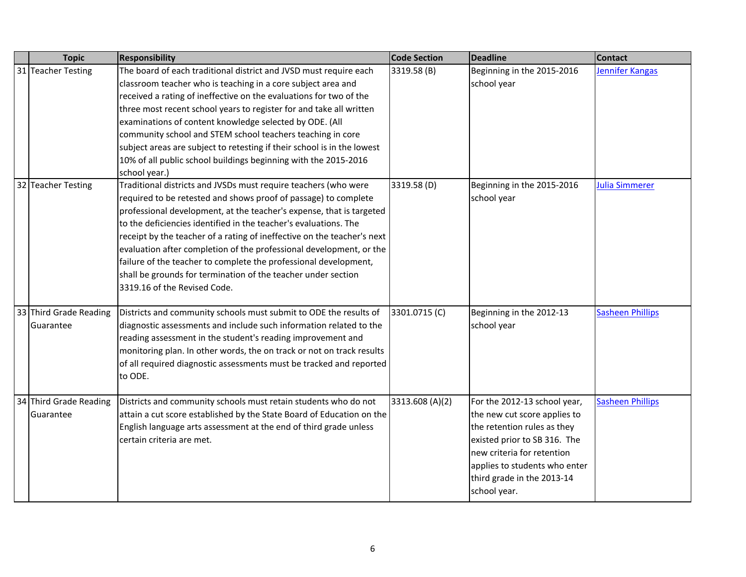| | Topic | Responsibility | Code Section | Deadline | Contact |
|---|---|---|---|---|---|
| 31 | Teacher Testing | The board of each traditional district and JVSD must require each classroom teacher who is teaching in a core subject area and received a rating of ineffective on the evaluations for two of the three most recent school years to register for and take all written examinations of content knowledge selected by ODE. (All community school and STEM school teachers teaching in core subject areas are subject to retesting if their school is in the lowest 10% of all public school buildings beginning with the 2015-2016 school year.) | 3319.58 (B) | Beginning in the 2015-2016 school year | Jennifer Kangas |
| 32 | Teacher Testing | Traditional districts and JVSDs must require teachers (who were required to be retested and shows proof of passage) to complete professional development, at the teacher's expense, that is targeted to the deficiencies identified in the teacher's evaluations. The receipt by the teacher of a rating of ineffective on the teacher's next evaluation after completion of the professional development, or the failure of the teacher to complete the professional development, shall be grounds for termination of the teacher under section 3319.16 of the Revised Code. | 3319.58 (D) | Beginning in the 2015-2016 school year | Julia Simmerer |
| 33 | Third Grade Reading Guarantee | Districts and community schools must submit to ODE the results of diagnostic assessments and include such information related to the reading assessment in the student's reading improvement and monitoring plan. In other words, the on track or not on track results of all required diagnostic assessments must be tracked and reported to ODE. | 3301.0715 (C) | Beginning in the 2012-13 school year | Sasheen Phillips |
| 34 | Third Grade Reading Guarantee | Districts and community schools must retain students who do not attain a cut score established by the State Board of Education on the English language arts assessment at the end of third grade unless certain criteria are met. | 3313.608 (A)(2) | For the 2012-13 school year, the new cut score applies to the retention rules as they existed prior to SB 316. The new criteria for retention applies to students who enter third grade in the 2013-14 school year. | Sasheen Phillips |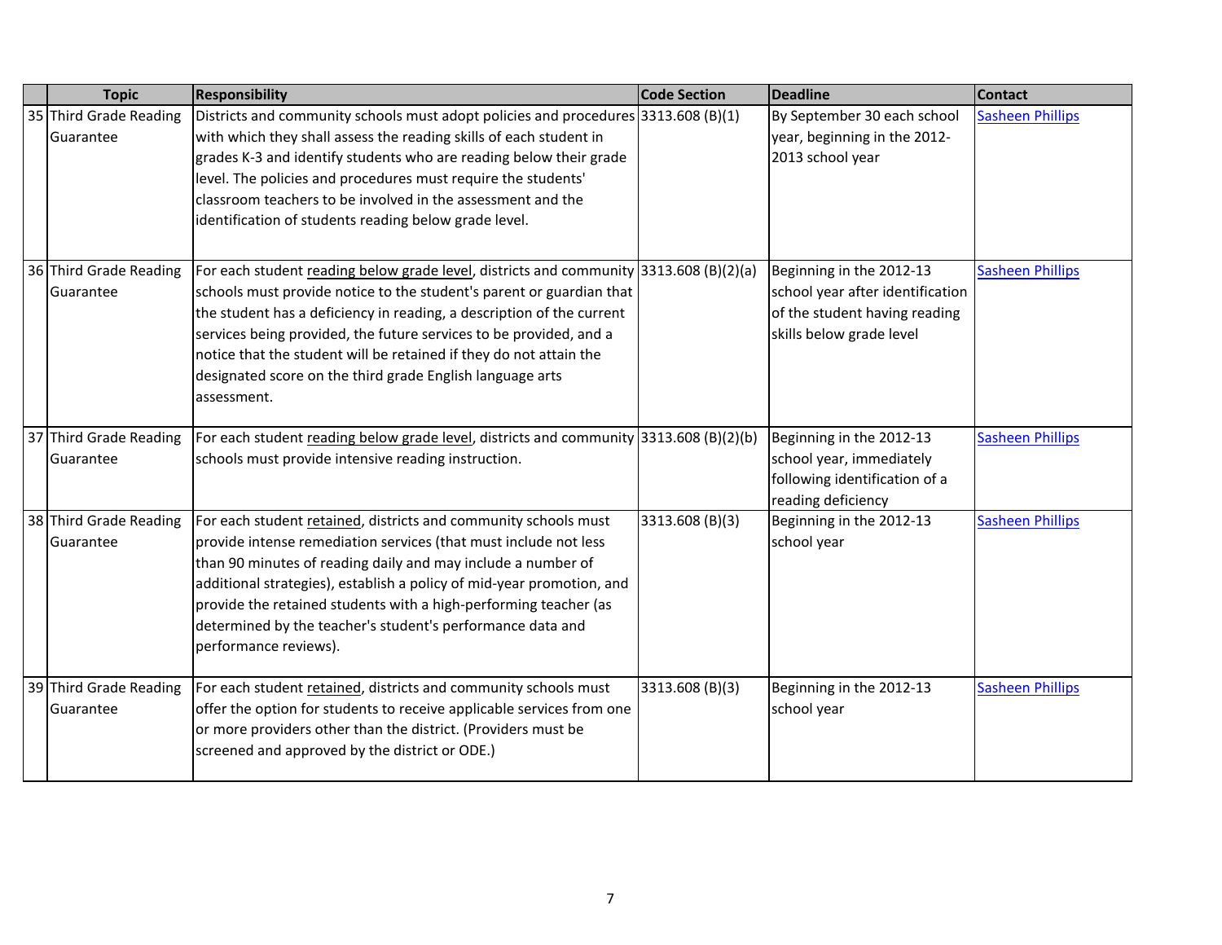| | Topic | Responsibility | Code Section | Deadline | Contact |
|---|---|---|---|---|---|
| 35 | Third Grade Reading Guarantee | Districts and community schools must adopt policies and procedures with which they shall assess the reading skills of each student in grades K-3 and identify students who are reading below their grade level. The policies and procedures must require the students' classroom teachers to be involved in the assessment and the identification of students reading below grade level. | 3313.608 (B)(1) | By September 30 each school year, beginning in the 2012-2013 school year | Sasheen Phillips |
| 36 | Third Grade Reading Guarantee | For each student reading below grade level, districts and community schools must provide notice to the student's parent or guardian that the student has a deficiency in reading, a description of the current services being provided, the future services to be provided, and a notice that the student will be retained if they do not attain the designated score on the third grade English language arts assessment. | 3313.608 (B)(2)(a) | Beginning in the 2012-13 school year after identification of the student having reading skills below grade level | Sasheen Phillips |
| 37 | Third Grade Reading Guarantee | For each student reading below grade level, districts and community schools must provide intensive reading instruction. | 3313.608 (B)(2)(b) | Beginning in the 2012-13 school year, immediately following identification of a reading deficiency | Sasheen Phillips |
| 38 | Third Grade Reading Guarantee | For each student retained, districts and community schools must provide intense remediation services (that must include not less than 90 minutes of reading daily and may include a number of additional strategies), establish a policy of mid-year promotion, and provide the retained students with a high-performing teacher (as determined by the teacher's student's performance data and performance reviews). | 3313.608 (B)(3) | Beginning in the 2012-13 school year | Sasheen Phillips |
| 39 | Third Grade Reading Guarantee | For each student retained, districts and community schools must offer the option for students to receive applicable services from one or more providers other than the district. (Providers must be screened and approved by the district or ODE.) | 3313.608 (B)(3) | Beginning in the 2012-13 school year | Sasheen Phillips |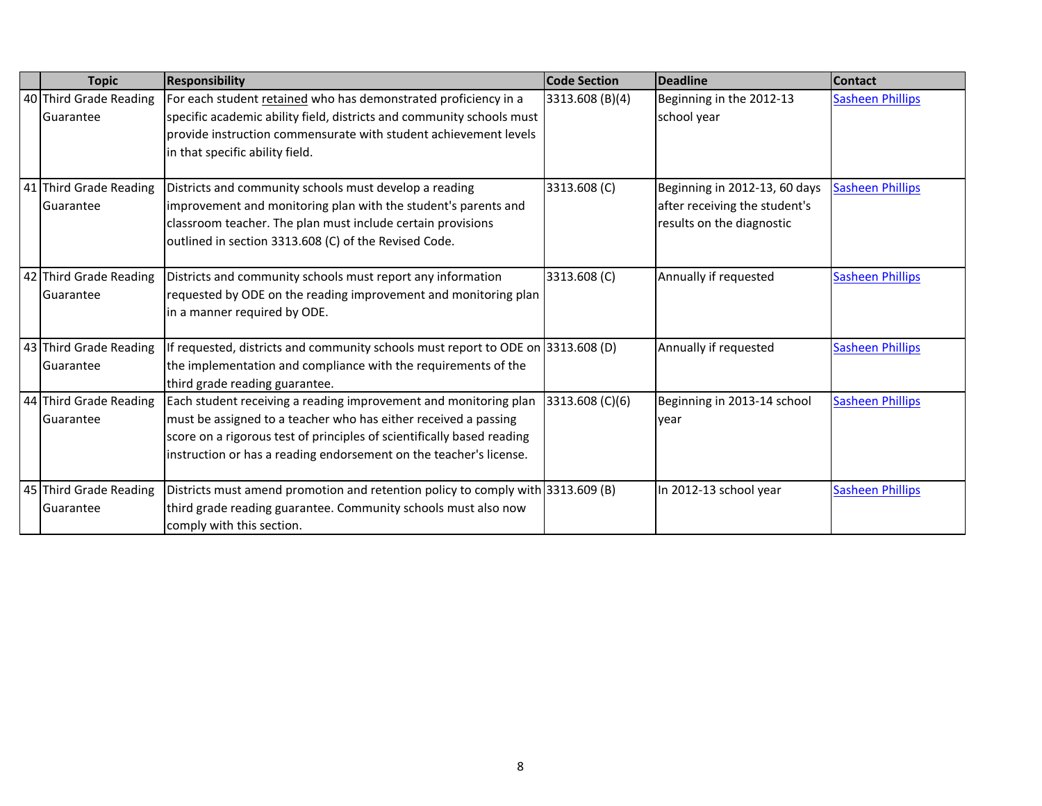| | Topic | Responsibility | Code Section | Deadline | Contact |
|---|---|---|---|---|---|
| 40 | Third Grade Reading Guarantee | For each student retained who has demonstrated proficiency in a specific academic ability field, districts and community schools must provide instruction commensurate with student achievement levels in that specific ability field. | 3313.608 (B)(4) | Beginning in the 2012-13 school year | Sasheen Phillips |
| 41 | Third Grade Reading Guarantee | Districts and community schools must develop a reading improvement and monitoring plan with the student's parents and classroom teacher. The plan must include certain provisions outlined in section 3313.608 (C) of the Revised Code. | 3313.608 (C) | Beginning in 2012-13, 60 days after receiving the student's results on the diagnostic | Sasheen Phillips |
| 42 | Third Grade Reading Guarantee | Districts and community schools must report any information requested by ODE on the reading improvement and monitoring plan in a manner required by ODE. | 3313.608 (C) | Annually if requested | Sasheen Phillips |
| 43 | Third Grade Reading Guarantee | If requested, districts and community schools must report to ODE on the implementation and compliance with the requirements of the third grade reading guarantee. | 3313.608 (D) | Annually if requested | Sasheen Phillips |
| 44 | Third Grade Reading Guarantee | Each student receiving a reading improvement and monitoring plan must be assigned to a teacher who has either received a passing score on a rigorous test of principles of scientifically based reading instruction or has a reading endorsement on the teacher's license. | 3313.608 (C)(6) | Beginning in 2013-14 school year | Sasheen Phillips |
| 45 | Third Grade Reading Guarantee | Districts must amend promotion and retention policy to comply with third grade reading guarantee. Community schools must also now comply with this section. | 3313.609 (B) | In 2012-13 school year | Sasheen Phillips |